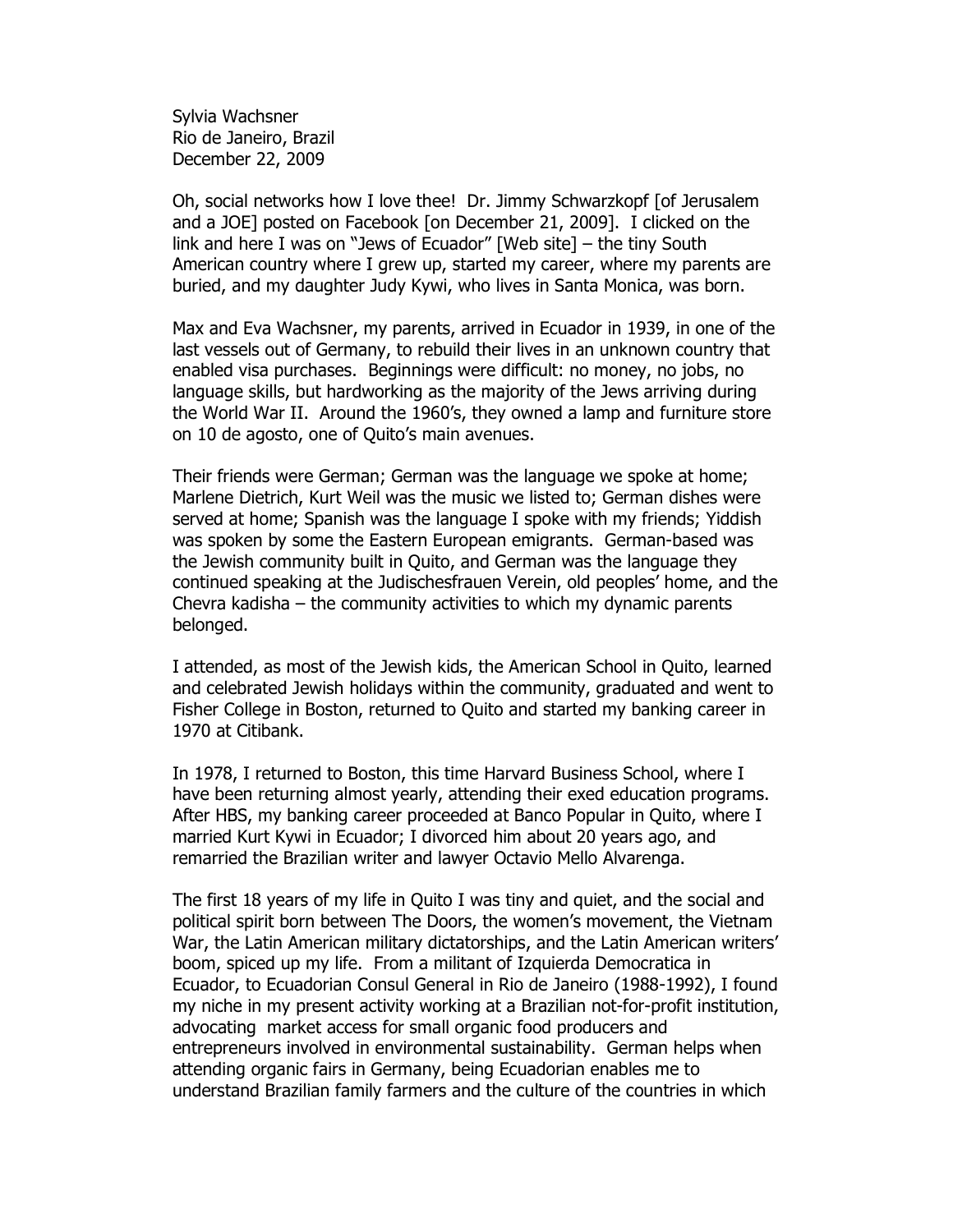Sylvia Wachsner
Rio de Janeiro, Brazil
December 22, 2009

Oh, social networks how I love thee! Dr. Jimmy Schwarzkopf [of Jerusalem and a JOE] posted on Facebook [on December 21, 2009]. I clicked on the link and here I was on "Jews of Ecuador" [Web site] – the tiny South American country where I grew up, started my career, where my parents are buried, and my daughter Judy Kywi, who lives in Santa Monica, was born.

Max and Eva Wachsner, my parents, arrived in Ecuador in 1939, in one of the last vessels out of Germany, to rebuild their lives in an unknown country that enabled visa purchases. Beginnings were difficult: no money, no jobs, no language skills, but hardworking as the majority of the Jews arriving during the World War II. Around the 1960's, they owned a lamp and furniture store on 10 de agosto, one of Quito's main avenues.

Their friends were German; German was the language we spoke at home; Marlene Dietrich, Kurt Weil was the music we listed to; German dishes were served at home; Spanish was the language I spoke with my friends; Yiddish was spoken by some the Eastern European emigrants. German-based was the Jewish community built in Quito, and German was the language they continued speaking at the Judischesfrauen Verein, old peoples' home, and the Chevra kadisha – the community activities to which my dynamic parents belonged.

I attended, as most of the Jewish kids, the American School in Quito, learned and celebrated Jewish holidays within the community, graduated and went to Fisher College in Boston, returned to Quito and started my banking career in 1970 at Citibank.

In 1978, I returned to Boston, this time Harvard Business School, where I have been returning almost yearly, attending their exed education programs. After HBS, my banking career proceeded at Banco Popular in Quito, where I married Kurt Kywi in Ecuador; I divorced him about 20 years ago, and remarried the Brazilian writer and lawyer Octavio Mello Alvarenga.

The first 18 years of my life in Quito I was tiny and quiet, and the social and political spirit born between The Doors, the women's movement, the Vietnam War, the Latin American military dictatorships, and the Latin American writers' boom, spiced up my life. From a militant of Izquierda Democratica in Ecuador, to Ecuadorian Consul General in Rio de Janeiro (1988-1992), I found my niche in my present activity working at a Brazilian not-for-profit institution, advocating market access for small organic food producers and entrepreneurs involved in environmental sustainability. German helps when attending organic fairs in Germany, being Ecuadorian enables me to understand Brazilian family farmers and the culture of the countries in which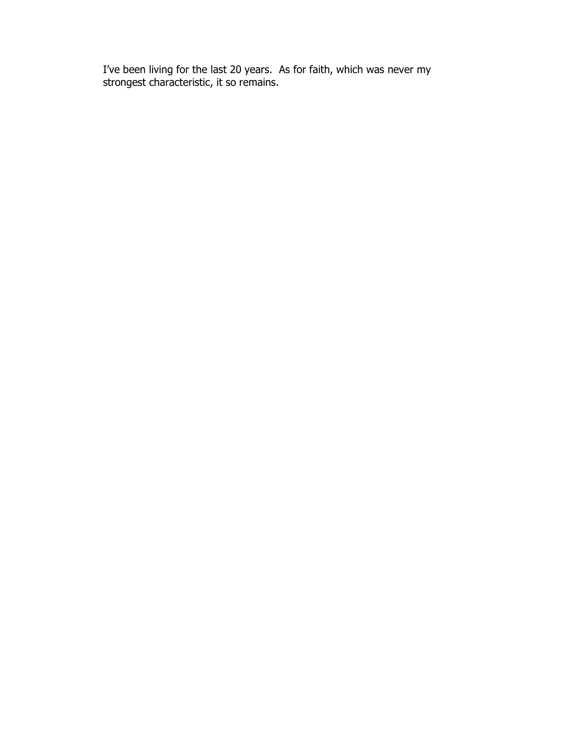I've been living for the last 20 years. As for faith, which was never my strongest characteristic, it so remains.